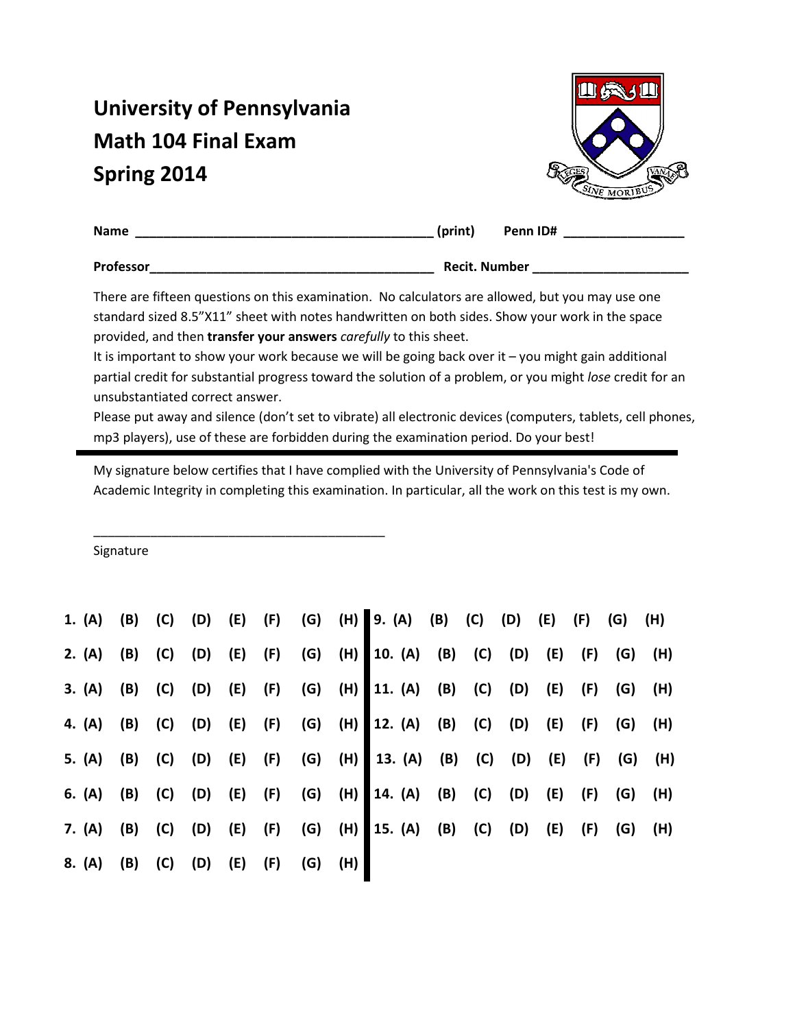# University of Pennsylvania
# Math 104 Final Exam
# Spring 2014

**Name** __________________________________________ **(print)** **Penn ID#** _________________

**Professor**_________________________________________ **Recit. Number** ______________________

There are fifteen questions on this examination. No calculators are allowed, but you may use one standard sized 8.5"X11" sheet with notes handwritten on both sides. Show your work in the space provided, and then **transfer your answers** *carefully* to this sheet.

It is important to show your work because we will be going back over it – you might gain additional partial credit for substantial progress toward the solution of a problem, or you might *lose* credit for an unsubstantiated correct answer.

Please put away and silence (don't set to vibrate) all electronic devices (computers, tablets, cell phones, mp3 players), use of these are forbidden during the examination period. Do your best!

---

My signature below certifies that I have complied with the University of Pennsylvania's Code of Academic Integrity in completing this examination. In particular, all the work on this test is my own.

___________________________________________

Signature

| | | | | | | | | | | | | | | | | | |
|---|---|---|---|---|---|---|---|---|---|---|---|---|---|---|---|---|---|
| **1.** | **(A)** | **(B)** | **(C)** | **(D)** | **(E)** | **(F)** | **(G)** | **(H)** | **9.** | **(A)** | **(B)** | **(C)** | **(D)** | **(E)** | **(F)** | **(G)** | **(H)** |
| **2.** | **(A)** | **(B)** | **(C)** | **(D)** | **(E)** | **(F)** | **(G)** | **(H)** | **10.** | **(A)** | **(B)** | **(C)** | **(D)** | **(E)** | **(F)** | **(G)** | **(H)** |
| **3.** | **(A)** | **(B)** | **(C)** | **(D)** | **(E)** | **(F)** | **(G)** | **(H)** | **11.** | **(A)** | **(B)** | **(C)** | **(D)** | **(E)** | **(F)** | **(G)** | **(H)** |
| **4.** | **(A)** | **(B)** | **(C)** | **(D)** | **(E)** | **(F)** | **(G)** | **(H)** | **12.** | **(A)** | **(B)** | **(C)** | **(D)** | **(E)** | **(F)** | **(G)** | **(H)** |
| **5.** | **(A)** | **(B)** | **(C)** | **(D)** | **(E)** | **(F)** | **(G)** | **(H)** | **13.** | **(A)** | **(B)** | **(C)** | **(D)** | **(E)** | **(F)** | **(G)** | **(H)** |
| **6.** | **(A)** | **(B)** | **(C)** | **(D)** | **(E)** | **(F)** | **(G)** | **(H)** | **14.** | **(A)** | **(B)** | **(C)** | **(D)** | **(E)** | **(F)** | **(G)** | **(H)** |
| **7.** | **(A)** | **(B)** | **(C)** | **(D)** | **(E)** | **(F)** | **(G)** | **(H)** | **15.** | **(A)** | **(B)** | **(C)** | **(D)** | **(E)** | **(F)** | **(G)** | **(H)** |
| **8.** | **(A)** | **(B)** | **(C)** | **(D)** | **(E)** | **(F)** | **(G)** | **(H)** | | | | | | | | | |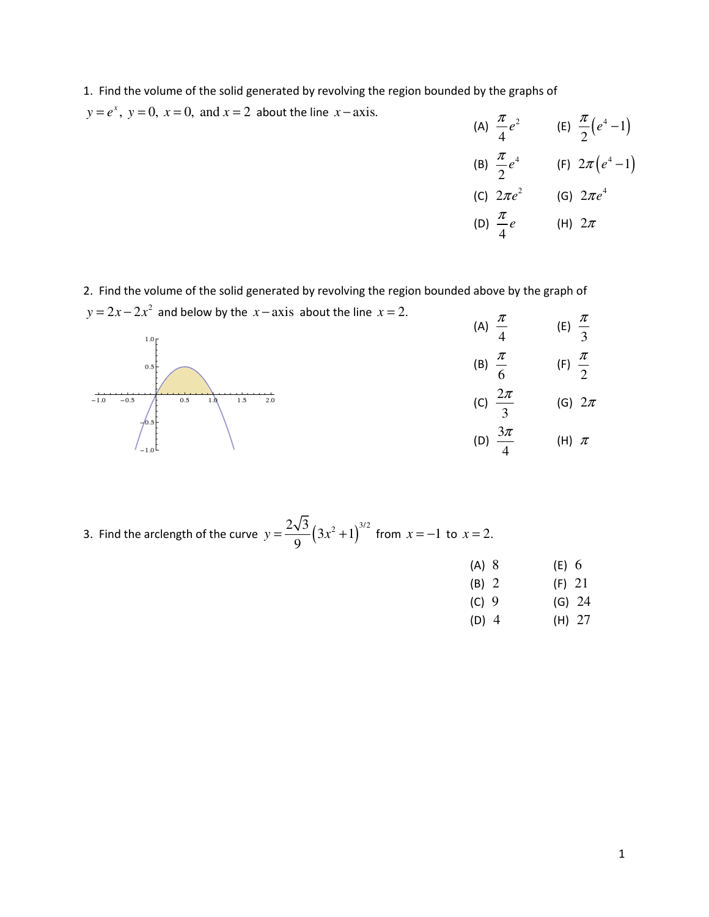1. Find the volume of the solid generated by revolving the region bounded by the graphs of $y = e^x$, $y = 0$, $x = 0$, and $x = 2$ about the line $x$-axis.

(A) $\frac{\pi}{4}e^2$

(B) $\frac{\pi}{2}e^4$

(C) $2\pi e^2$

(D) $\frac{\pi}{4}e$

(E) $\frac{\pi}{2}\left(e^4 - 1\right)$

(F) $2\pi\left(e^4 - 1\right)$

(G) $2\pi e^4$

(H) $2\pi$

2. Find the volume of the solid generated by revolving the region bounded above by the graph of $y = 2x - 2x^2$ and below by the $x$-axis about the line $x = 2$.

(A) $\frac{\pi}{4}$

(B) $\frac{\pi}{6}$

(C) $\frac{2\pi}{3}$

(D) $\frac{3\pi}{4}$

(E) $\frac{\pi}{3}$

(F) $\frac{\pi}{2}$

(G) $2\pi$

(H) $\pi$

3. Find the arclength of the curve $y = \frac{2\sqrt{3}}{9}\left(3x^2 + 1\right)^{3/2}$ from $x = -1$ to $x = 2$.

(A) 8

(B) 2

(C) 9

(D) 4

(E) 6

(F) 21

(G) 24

(H) 27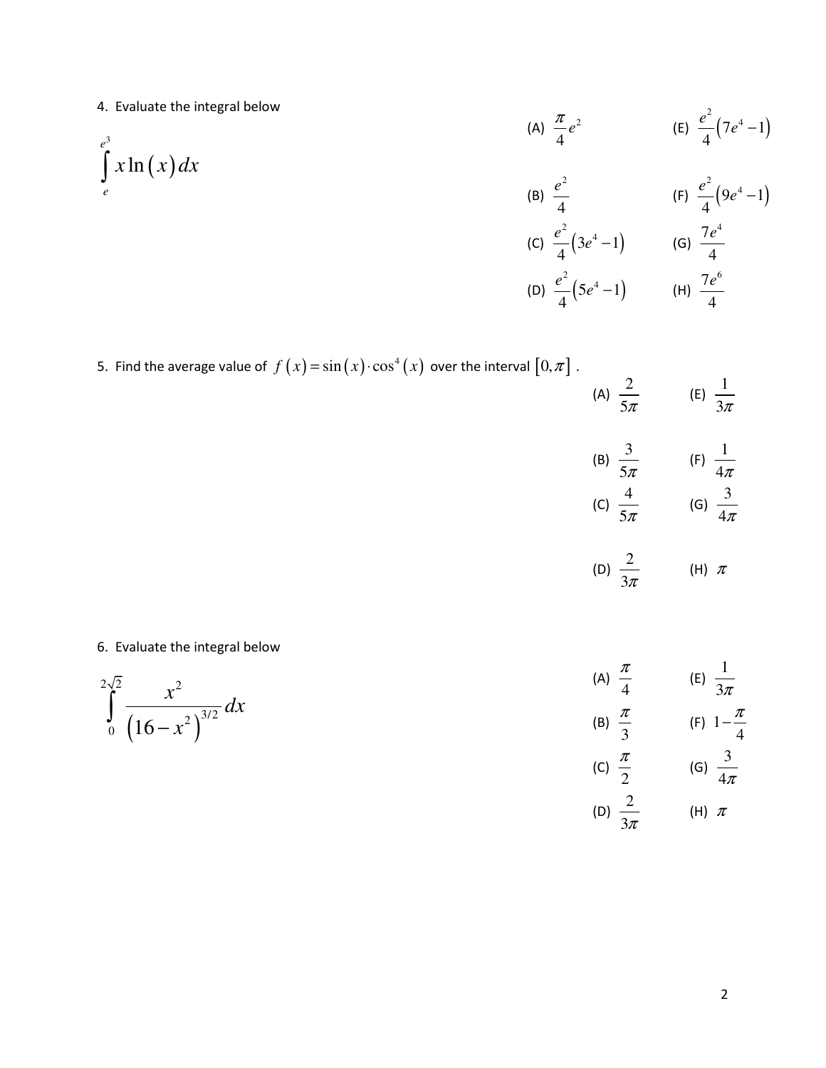4. Evaluate the integral below

$$\int_{e}^{e^3} x \ln(x)\, dx$$

(A) $\frac{\pi}{4}e^2$

(B) $\frac{e^2}{4}$

(C) $\frac{e^2}{4}\left(3e^4 - 1\right)$

(D) $\frac{e^2}{4}\left(5e^4 - 1\right)$

(E) $\frac{e^2}{4}\left(7e^4 - 1\right)$

(F) $\frac{e^2}{4}\left(9e^4 - 1\right)$

(G) $\frac{7e^4}{4}$

(H) $\frac{7e^6}{4}$

5. Find the average value of $f(x) = \sin(x) \cdot \cos^4(x)$ over the interval $[0, \pi]$.

(A) $\frac{2}{5\pi}$

(B) $\frac{3}{5\pi}$

(C) $\frac{4}{5\pi}$

(D) $\frac{2}{3\pi}$

(E) $\frac{1}{3\pi}$

(F) $\frac{1}{4\pi}$

(G) $\frac{3}{4\pi}$

(H) $\pi$

6. Evaluate the integral below

$$\int_{0}^{2\sqrt{2}} \frac{x^2}{\left(16 - x^2\right)^{3/2}}\, dx$$

(A) $\frac{\pi}{4}$

(B) $\frac{\pi}{3}$

(C) $\frac{\pi}{2}$

(D) $\frac{2}{3\pi}$

(E) $\frac{1}{3\pi}$

(F) $1 - \frac{\pi}{4}$

(G) $\frac{3}{4\pi}$

(H) $\pi$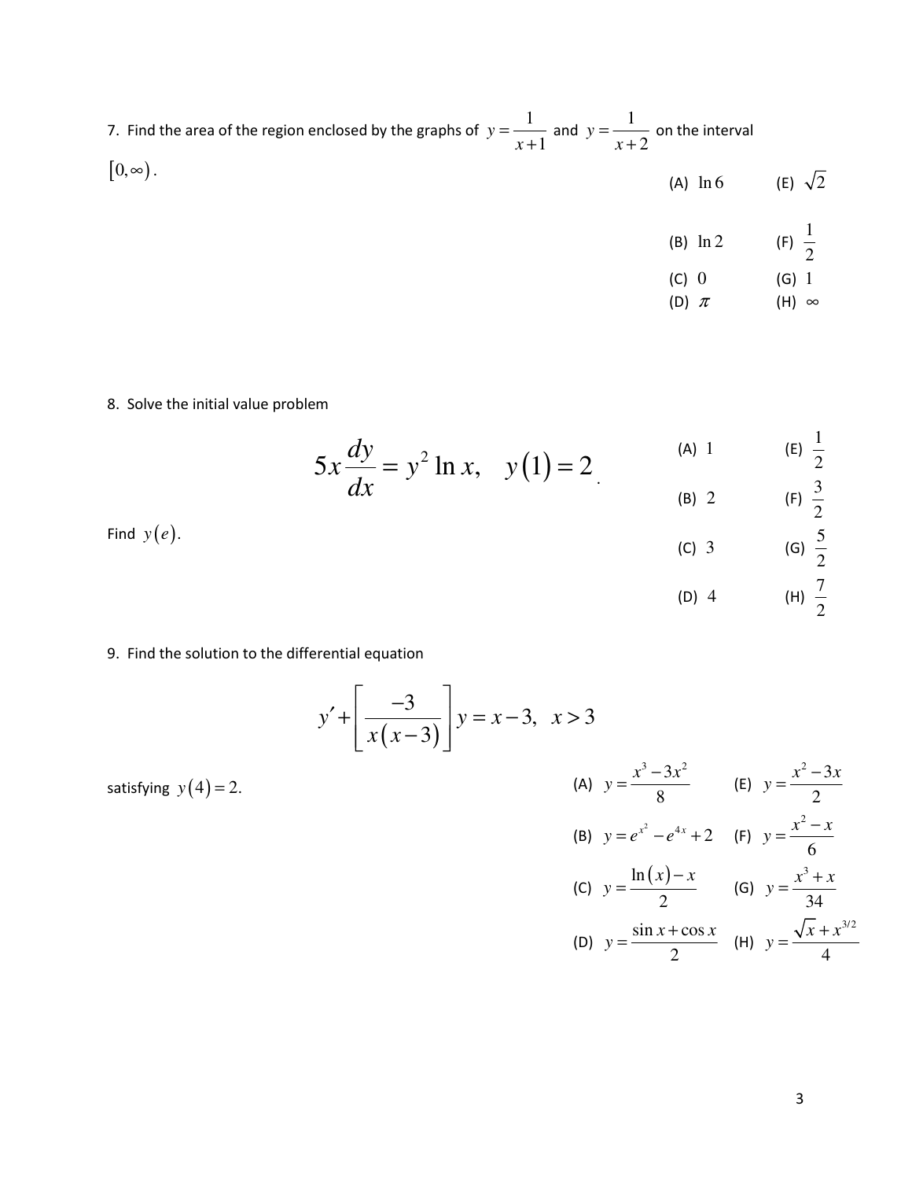7. Find the area of the region enclosed by the graphs of $y = \frac{1}{x+1}$ and $y = \frac{1}{x+2}$ on the interval $[0, \infty)$.

(A) $\ln 6$

(B) $\ln 2$

(C) $0$

(D) $\pi$

(E) $\sqrt{2}$

(F) $\frac{1}{2}$

(G) $1$

(H) $\infty$

8. Solve the initial value problem

$$5x \frac{dy}{dx} = y^2 \ln x, \quad y(1) = 2.$$

Find $y(e)$.

(A) $1$

(B) $2$

(C) $3$

(D) $4$

(E) $\frac{1}{2}$

(F) $\frac{3}{2}$

(G) $\frac{5}{2}$

(H) $\frac{7}{2}$

9. Find the solution to the differential equation

$$y' + \left[\frac{-3}{x(x-3)}\right] y = x - 3, \quad x > 3$$

satisfying $y(4) = 2$.

(A) $y = \frac{x^3 - 3x^2}{8}$

(B) $y = e^{x^2} - e^{4x} + 2$

(C) $y = \frac{\ln(x) - x}{2}$

(D) $y = \frac{\sin x + \cos x}{2}$

(E) $y = \frac{x^2 - 3x}{2}$

(F) $y = \frac{x^2 - x}{6}$

(G) $y = \frac{x^3 + x}{34}$

(H) $y = \frac{\sqrt{x} + x^{3/2}}{4}$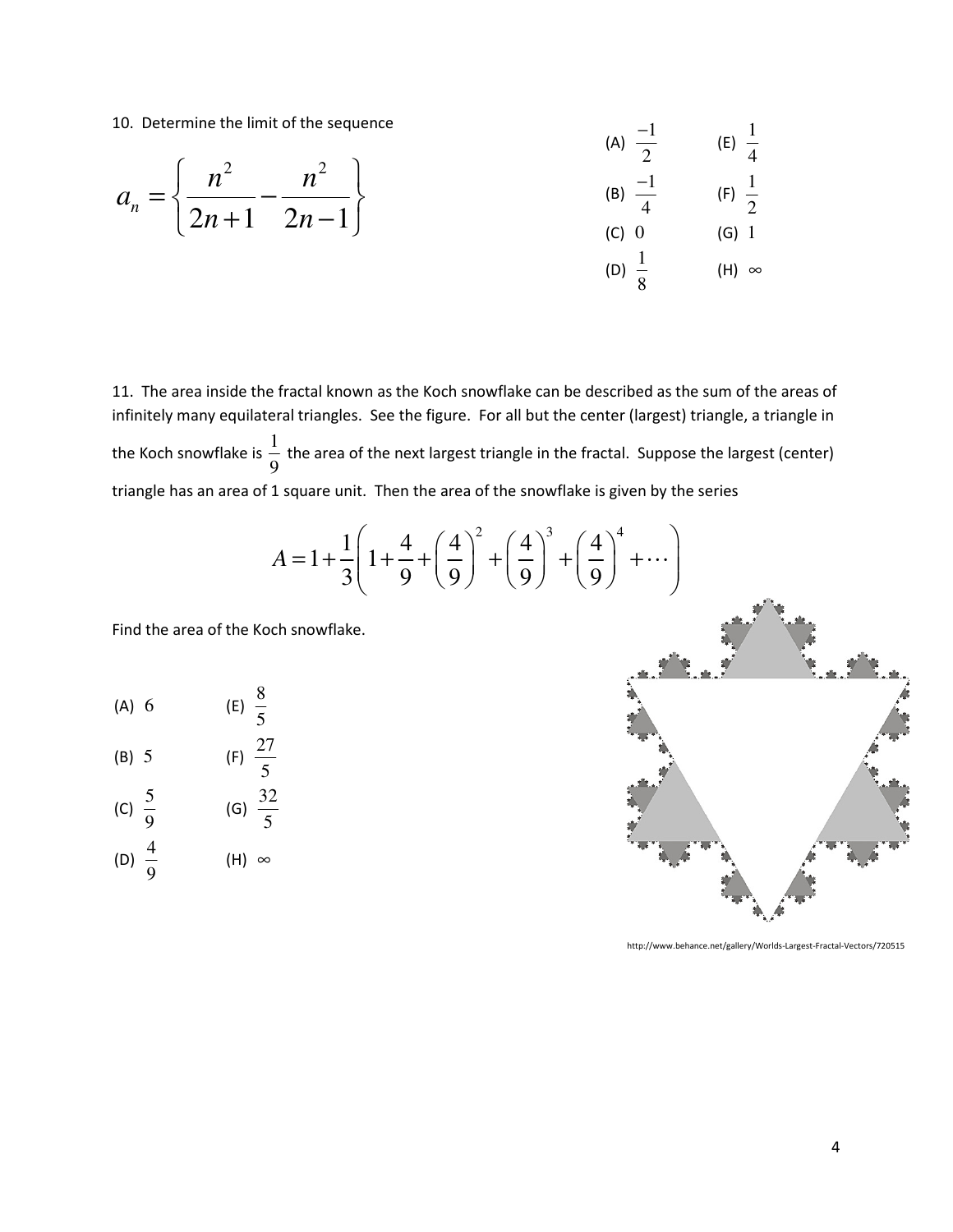10. Determine the limit of the sequence

$$a_n = \left\{ \frac{n^2}{2n+1} - \frac{n^2}{2n-1} \right\}$$

(A) $\frac{-1}{2}$ (E) $\frac{1}{4}$

(B) $\frac{-1}{4}$ (F) $\frac{1}{2}$

(C) $0$ (G) $1$

(D) $\frac{1}{8}$ (H) $\infty$

11. The area inside the fractal known as the Koch snowflake can be described as the sum of the areas of infinitely many equilateral triangles. See the figure. For all but the center (largest) triangle, a triangle in the Koch snowflake is $\frac{1}{9}$ the area of the next largest triangle in the fractal. Suppose the largest (center) triangle has an area of 1 square unit. Then the area of the snowflake is given by the series

$$A = 1 + \frac{1}{3}\left(1 + \frac{4}{9} + \left(\frac{4}{9}\right)^2 + \left(\frac{4}{9}\right)^3 + \left(\frac{4}{9}\right)^4 + \cdots\right)$$

Find the area of the Koch snowflake.

(A) $6$ (E) $\frac{8}{5}$

(B) $5$ (F) $\frac{27}{5}$

(C) $\frac{5}{9}$ (G) $\frac{32}{5}$

(D) $\frac{4}{9}$ (H) $\infty$

http://www.behance.net/gallery/Worlds-Largest-Fractal-Vectors/720515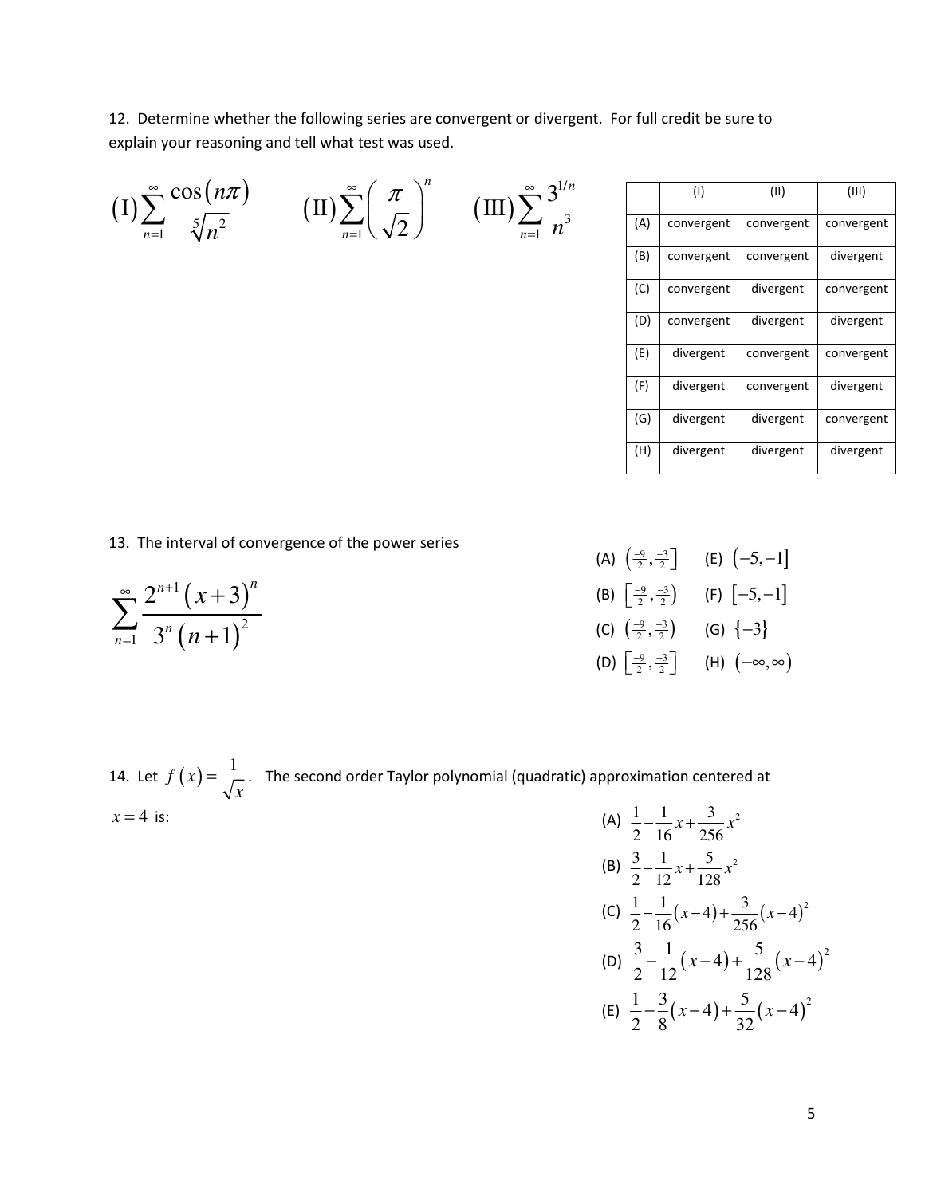12. Determine whether the following series are convergent or divergent. For full credit be sure to explain your reasoning and tell what test was used.

$$(\text{I})\sum_{n=1}^{\infty}\frac{\cos(n\pi)}{\sqrt[5]{n^2}} \qquad (\text{II})\sum_{n=1}^{\infty}\left(\frac{\pi}{\sqrt{2}}\right)^n \qquad (\text{III})\sum_{n=1}^{\infty}\frac{3^{1/n}}{n^3}$$

| | (I) | (II) | (III) |
|---|---|---|---|
| (A) | convergent | convergent | convergent |
| (B) | convergent | convergent | divergent |
| (C) | convergent | divergent | convergent |
| (D) | convergent | divergent | divergent |
| (E) | divergent | convergent | convergent |
| (F) | divergent | convergent | divergent |
| (G) | divergent | divergent | convergent |
| (H) | divergent | divergent | divergent |

13. The interval of convergence of the power series

$$\sum_{n=1}^{\infty}\frac{2^{n+1}(x+3)^n}{3^n(n+1)^2}$$

(A) $\left(\frac{-9}{2},\frac{-3}{2}\right]$

(B) $\left[\frac{-9}{2},\frac{-3}{2}\right)$

(C) $\left(\frac{-9}{2},\frac{-3}{2}\right)$

(D) $\left[\frac{-9}{2},\frac{-3}{2}\right]$

(E) $(-5,-1]$

(F) $[-5,-1]$

(G) $\{-3\}$

(H) $(-\infty,\infty)$

14. Let $f(x)=\frac{1}{\sqrt{x}}$. The second order Taylor polynomial (quadratic) approximation centered at $x=4$ is:

(A) $\frac{1}{2}-\frac{1}{16}x+\frac{3}{256}x^2$

(B) $\frac{3}{2}-\frac{1}{12}x+\frac{5}{128}x^2$

(C) $\frac{1}{2}-\frac{1}{16}(x-4)+\frac{3}{256}(x-4)^2$

(D) $\frac{3}{2}-\frac{1}{12}(x-4)+\frac{5}{128}(x-4)^2$

(E) $\frac{1}{2}-\frac{3}{8}(x-4)+\frac{5}{32}(x-4)^2$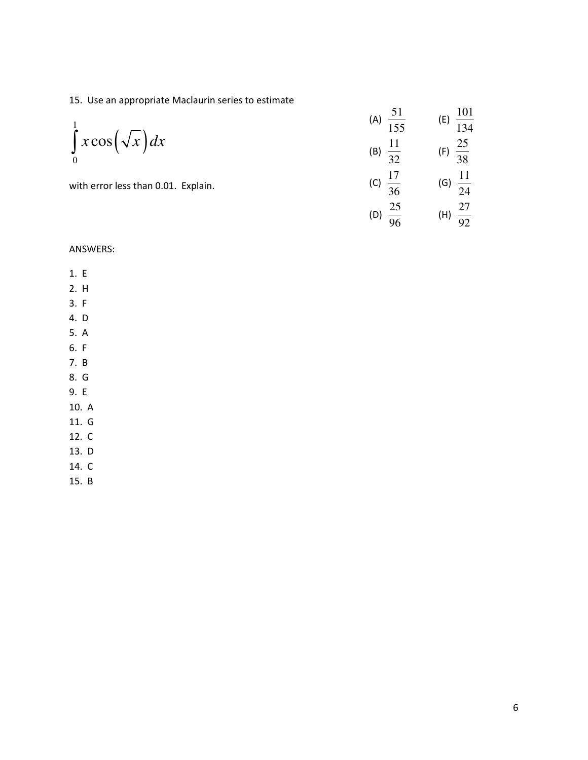15. Use an appropriate Maclaurin series to estimate

$$\int_0^1 x\cos\left(\sqrt{x}\right)dx$$

with error less than 0.01. Explain.

(A) $\dfrac{51}{155}$

(B) $\dfrac{11}{32}$

(C) $\dfrac{17}{36}$

(D) $\dfrac{25}{96}$

(E) $\dfrac{101}{134}$

(F) $\dfrac{25}{38}$

(G) $\dfrac{11}{24}$

(H) $\dfrac{27}{92}$

ANSWERS:

1. E
2. H
3. F
4. D
5. A
6. F
7. B
8. G
9. E
10. A
11. G
12. C
13. D
14. C
15. B